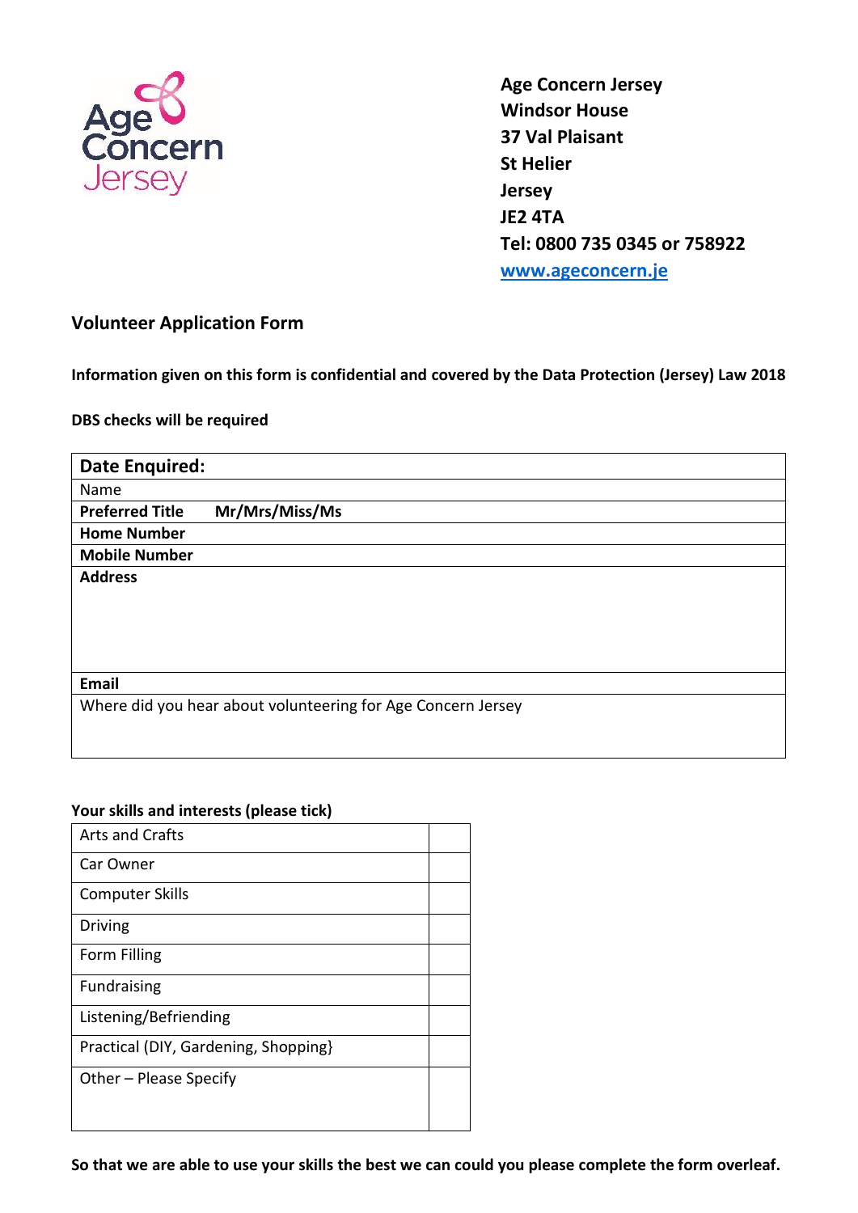**Age Concern Jersey**
**Windsor House**
**37 Val Plaisant**
**St Helier**
**Jersey**
**JE2 4TA**
**Tel: 0800 735 0345 or 758922**
**www.ageconcern.je**

## Volunteer Application Form

**Information given on this form is confidential and covered by the Data Protection (Jersey) Law 2018**

**DBS checks will be required**

| **Date Enquired:** |
|---|
| Name |
| **Preferred Title** Mr/Mrs/Miss/Ms |
| **Home Number** |
| **Mobile Number** |
| **Address** |
| **Email** |
| Where did you hear about volunteering for Age Concern Jersey |

**Your skills and interests (please tick)**

| Skill / Interest | Tick |
|---|---|
| Arts and Crafts | |
| Car Owner | |
| Computer Skills | |
| Driving | |
| Form Filling | |
| Fundraising | |
| Listening/Befriending | |
| Practical (DIY, Gardening, Shopping} | |
| Other – Please Specify | |

**So that we are able to use your skills the best we can could you please complete the form overleaf.**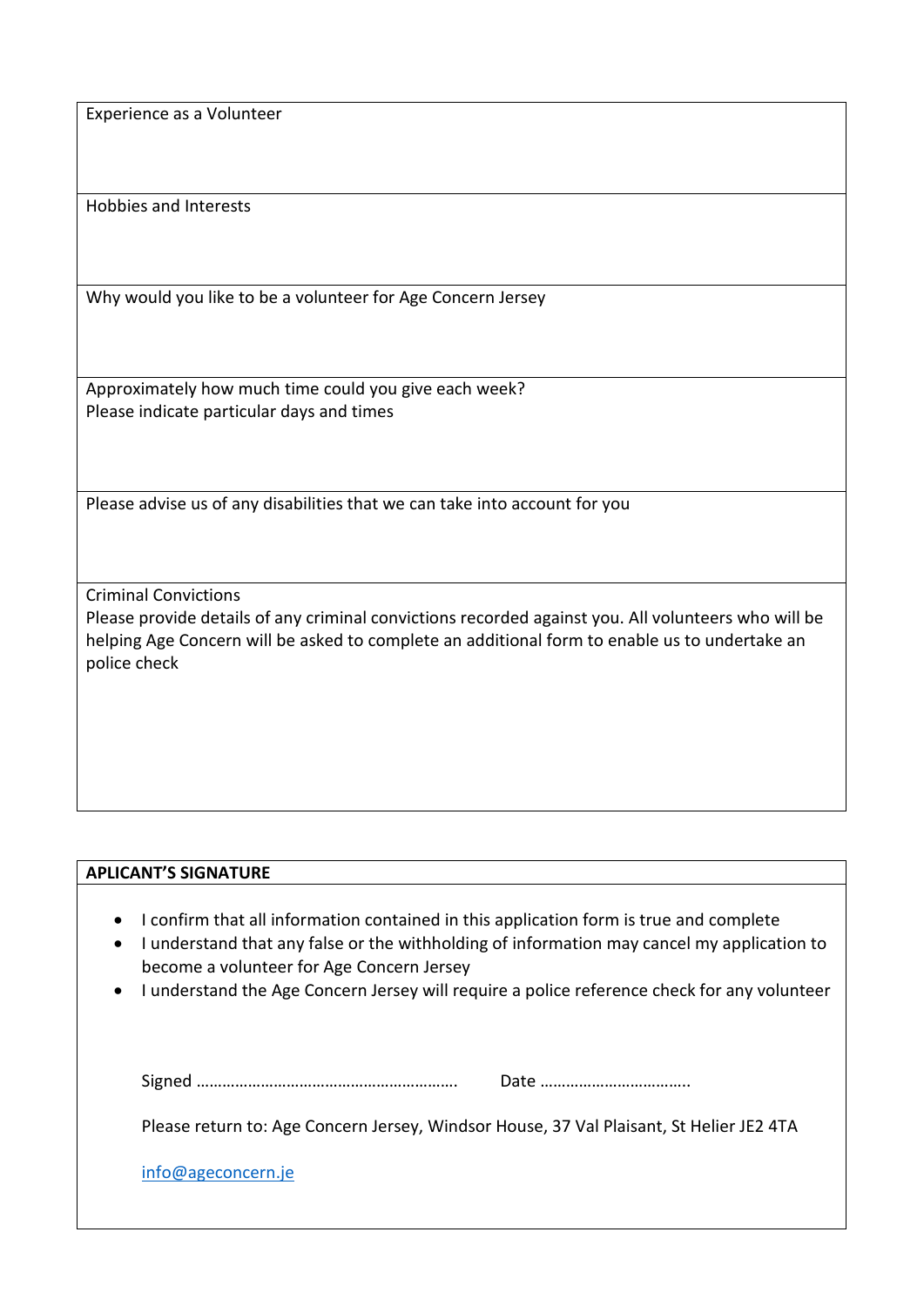| |
|---|
| Experience as a Volunteer |
| Hobbies and Interests |
| Why would you like to be a volunteer for Age Concern Jersey |
| Approximately how much time could you give each week?<br>Please indicate particular days and times |
| Please advise us of any disabilities that we can take into account for you |
| Criminal Convictions<br>Please provide details of any criminal convictions recorded against you. All volunteers who will be helping Age Concern will be asked to complete an additional form to enable us to undertake an police check |

**APLICANT'S SIGNATURE**

- I confirm that all information contained in this application form is true and complete
- I understand that any false or the withholding of information may cancel my application to become a volunteer for Age Concern Jersey
- I understand the Age Concern Jersey will require a police reference check for any volunteer

Signed …………………………………………………. Date ……………………………..

Please return to: Age Concern Jersey, Windsor House, 37 Val Plaisant, St Helier JE2 4TA

info@ageconcern.je